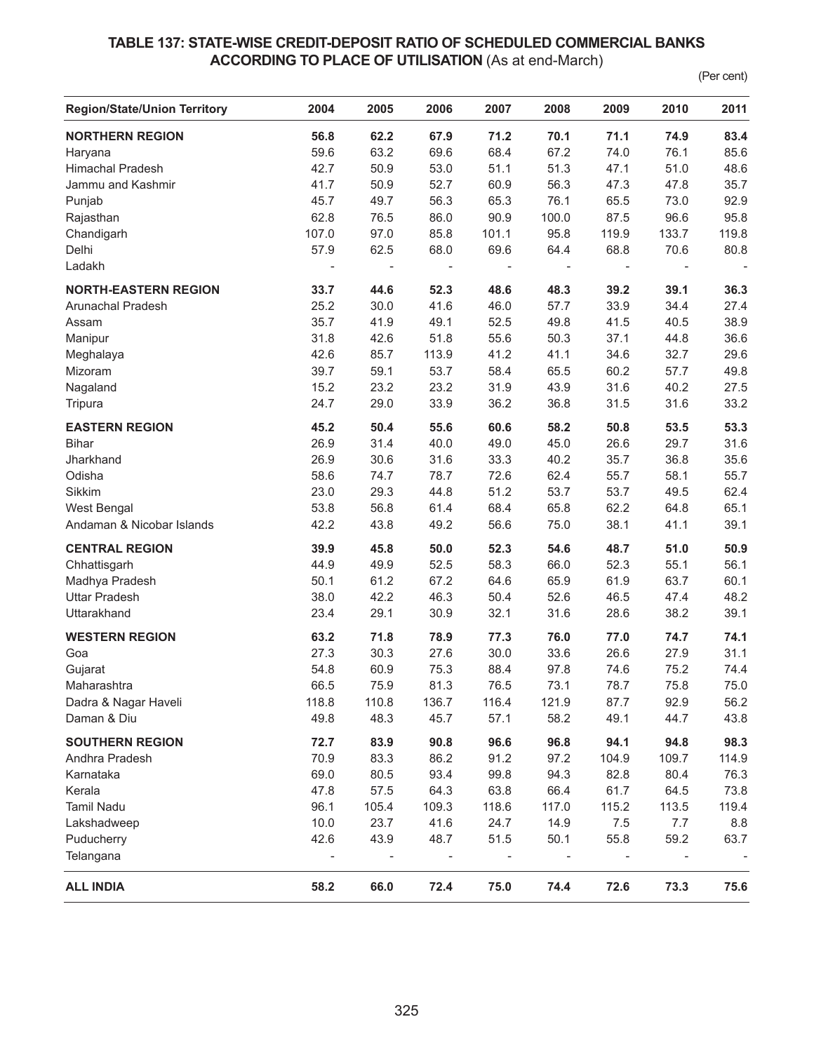## TABLE 137: STATE-WISE CREDIT-DEPOSIT RATIO OF SCHEDULED COMMERCIAL BANKS ACCORDING TO PLACE OF UTILISATION (As at end-March)

(Per cent)

| Region/State/Union Territory | 2004 | 2005 | 2006 | 2007 | 2008 | 2009 | 2010 | 2011 |
|---|---|---|---|---|---|---|---|---|
| **NORTHERN REGION** | **56.8** | **62.2** | **67.9** | **71.2** | **70.1** | **71.1** | **74.9** | **83.4** |
| Haryana | 59.6 | 63.2 | 69.6 | 68.4 | 67.2 | 74.0 | 76.1 | 85.6 |
| Himachal Pradesh | 42.7 | 50.9 | 53.0 | 51.1 | 51.3 | 47.1 | 51.0 | 48.6 |
| Jammu and Kashmir | 41.7 | 50.9 | 52.7 | 60.9 | 56.3 | 47.3 | 47.8 | 35.7 |
| Punjab | 45.7 | 49.7 | 56.3 | 65.3 | 76.1 | 65.5 | 73.0 | 92.9 |
| Rajasthan | 62.8 | 76.5 | 86.0 | 90.9 | 100.0 | 87.5 | 96.6 | 95.8 |
| Chandigarh | 107.0 | 97.0 | 85.8 | 101.1 | 95.8 | 119.9 | 133.7 | 119.8 |
| Delhi | 57.9 | 62.5 | 68.0 | 69.6 | 64.4 | 68.8 | 70.6 | 80.8 |
| Ladakh | - | - | - | - | - | - | - | - |
| **NORTH-EASTERN REGION** | **33.7** | **44.6** | **52.3** | **48.6** | **48.3** | **39.2** | **39.1** | **36.3** |
| Arunachal Pradesh | 25.2 | 30.0 | 41.6 | 46.0 | 57.7 | 33.9 | 34.4 | 27.4 |
| Assam | 35.7 | 41.9 | 49.1 | 52.5 | 49.8 | 41.5 | 40.5 | 38.9 |
| Manipur | 31.8 | 42.6 | 51.8 | 55.6 | 50.3 | 37.1 | 44.8 | 36.6 |
| Meghalaya | 42.6 | 85.7 | 113.9 | 41.2 | 41.1 | 34.6 | 32.7 | 29.6 |
| Mizoram | 39.7 | 59.1 | 53.7 | 58.4 | 65.5 | 60.2 | 57.7 | 49.8 |
| Nagaland | 15.2 | 23.2 | 23.2 | 31.9 | 43.9 | 31.6 | 40.2 | 27.5 |
| Tripura | 24.7 | 29.0 | 33.9 | 36.2 | 36.8 | 31.5 | 31.6 | 33.2 |
| **EASTERN REGION** | **45.2** | **50.4** | **55.6** | **60.6** | **58.2** | **50.8** | **53.5** | **53.3** |
| Bihar | 26.9 | 31.4 | 40.0 | 49.0 | 45.0 | 26.6 | 29.7 | 31.6 |
| Jharkhand | 26.9 | 30.6 | 31.6 | 33.3 | 40.2 | 35.7 | 36.8 | 35.6 |
| Odisha | 58.6 | 74.7 | 78.7 | 72.6 | 62.4 | 55.7 | 58.1 | 55.7 |
| Sikkim | 23.0 | 29.3 | 44.8 | 51.2 | 53.7 | 53.7 | 49.5 | 62.4 |
| West Bengal | 53.8 | 56.8 | 61.4 | 68.4 | 65.8 | 62.2 | 64.8 | 65.1 |
| Andaman & Nicobar Islands | 42.2 | 43.8 | 49.2 | 56.6 | 75.0 | 38.1 | 41.1 | 39.1 |
| **CENTRAL REGION** | **39.9** | **45.8** | **50.0** | **52.3** | **54.6** | **48.7** | **51.0** | **50.9** |
| Chhattisgarh | 44.9 | 49.9 | 52.5 | 58.3 | 66.0 | 52.3 | 55.1 | 56.1 |
| Madhya Pradesh | 50.1 | 61.2 | 67.2 | 64.6 | 65.9 | 61.9 | 63.7 | 60.1 |
| Uttar Pradesh | 38.0 | 42.2 | 46.3 | 50.4 | 52.6 | 46.5 | 47.4 | 48.2 |
| Uttarakhand | 23.4 | 29.1 | 30.9 | 32.1 | 31.6 | 28.6 | 38.2 | 39.1 |
| **WESTERN REGION** | **63.2** | **71.8** | **78.9** | **77.3** | **76.0** | **77.0** | **74.7** | **74.1** |
| Goa | 27.3 | 30.3 | 27.6 | 30.0 | 33.6 | 26.6 | 27.9 | 31.1 |
| Gujarat | 54.8 | 60.9 | 75.3 | 88.4 | 97.8 | 74.6 | 75.2 | 74.4 |
| Maharashtra | 66.5 | 75.9 | 81.3 | 76.5 | 73.1 | 78.7 | 75.8 | 75.0 |
| Dadra & Nagar Haveli | 118.8 | 110.8 | 136.7 | 116.4 | 121.9 | 87.7 | 92.9 | 56.2 |
| Daman & Diu | 49.8 | 48.3 | 45.7 | 57.1 | 58.2 | 49.1 | 44.7 | 43.8 |
| **SOUTHERN REGION** | **72.7** | **83.9** | **90.8** | **96.6** | **96.8** | **94.1** | **94.8** | **98.3** |
| Andhra Pradesh | 70.9 | 83.3 | 86.2 | 91.2 | 97.2 | 104.9 | 109.7 | 114.9 |
| Karnataka | 69.0 | 80.5 | 93.4 | 99.8 | 94.3 | 82.8 | 80.4 | 76.3 |
| Kerala | 47.8 | 57.5 | 64.3 | 63.8 | 66.4 | 61.7 | 64.5 | 73.8 |
| Tamil Nadu | 96.1 | 105.4 | 109.3 | 118.6 | 117.0 | 115.2 | 113.5 | 119.4 |
| Lakshadweep | 10.0 | 23.7 | 41.6 | 24.7 | 14.9 | 7.5 | 7.7 | 8.8 |
| Puducherry | 42.6 | 43.9 | 48.7 | 51.5 | 50.1 | 55.8 | 59.2 | 63.7 |
| Telangana | - | - | - | - | - | - | - | - |
| **ALL INDIA** | **58.2** | **66.0** | **72.4** | **75.0** | **74.4** | **72.6** | **73.3** | **75.6** |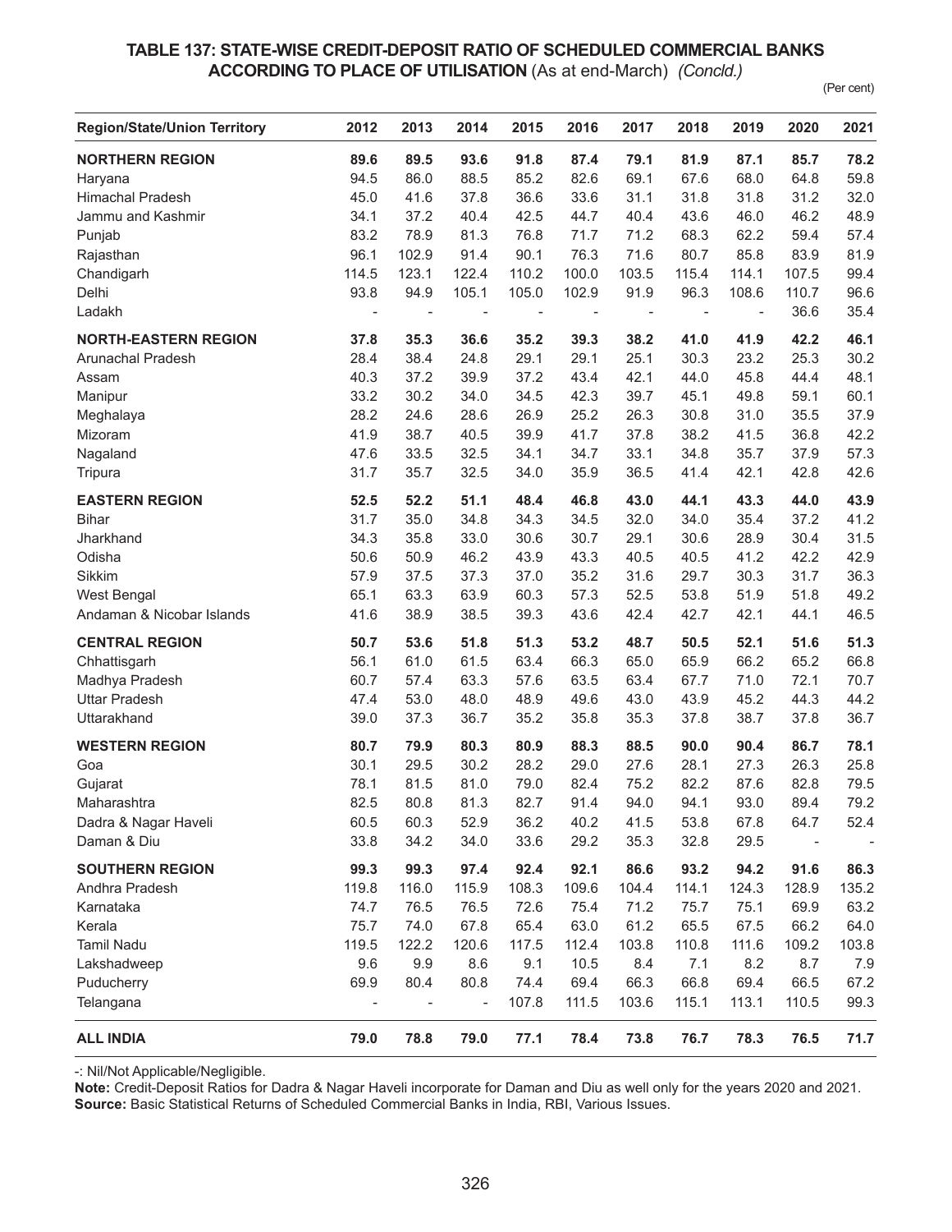**TABLE 137: STATE-WISE CREDIT-DEPOSIT RATIO OF SCHEDULED COMMERCIAL BANKS ACCORDING TO PLACE OF UTILISATION** (As at end-March) *(Concld.)*

(Per cent)

| Region/State/Union Territory | 2012 | 2013 | 2014 | 2015 | 2016 | 2017 | 2018 | 2019 | 2020 | 2021 |
|---|---|---|---|---|---|---|---|---|---|---|
| **NORTHERN REGION** | **89.6** | **89.5** | **93.6** | **91.8** | **87.4** | **79.1** | **81.9** | **87.1** | **85.7** | **78.2** |
| Haryana | 94.5 | 86.0 | 88.5 | 85.2 | 82.6 | 69.1 | 67.6 | 68.0 | 64.8 | 59.8 |
| Himachal Pradesh | 45.0 | 41.6 | 37.8 | 36.6 | 33.6 | 31.1 | 31.8 | 31.8 | 31.2 | 32.0 |
| Jammu and Kashmir | 34.1 | 37.2 | 40.4 | 42.5 | 44.7 | 40.4 | 43.6 | 46.0 | 46.2 | 48.9 |
| Punjab | 83.2 | 78.9 | 81.3 | 76.8 | 71.7 | 71.2 | 68.3 | 62.2 | 59.4 | 57.4 |
| Rajasthan | 96.1 | 102.9 | 91.4 | 90.1 | 76.3 | 71.6 | 80.7 | 85.8 | 83.9 | 81.9 |
| Chandigarh | 114.5 | 123.1 | 122.4 | 110.2 | 100.0 | 103.5 | 115.4 | 114.1 | 107.5 | 99.4 |
| Delhi | 93.8 | 94.9 | 105.1 | 105.0 | 102.9 | 91.9 | 96.3 | 108.6 | 110.7 | 96.6 |
| Ladakh | - | - | - | - | - | - | - | - | 36.6 | 35.4 |
| **NORTH-EASTERN REGION** | **37.8** | **35.3** | **36.6** | **35.2** | **39.3** | **38.2** | **41.0** | **41.9** | **42.2** | **46.1** |
| Arunachal Pradesh | 28.4 | 38.4 | 24.8 | 29.1 | 29.1 | 25.1 | 30.3 | 23.2 | 25.3 | 30.2 |
| Assam | 40.3 | 37.2 | 39.9 | 37.2 | 43.4 | 42.1 | 44.0 | 45.8 | 44.4 | 48.1 |
| Manipur | 33.2 | 30.2 | 34.0 | 34.5 | 42.3 | 39.7 | 45.1 | 49.8 | 59.1 | 60.1 |
| Meghalaya | 28.2 | 24.6 | 28.6 | 26.9 | 25.2 | 26.3 | 30.8 | 31.0 | 35.5 | 37.9 |
| Mizoram | 41.9 | 38.7 | 40.5 | 39.9 | 41.7 | 37.8 | 38.2 | 41.5 | 36.8 | 42.2 |
| Nagaland | 47.6 | 33.5 | 32.5 | 34.1 | 34.7 | 33.1 | 34.8 | 35.7 | 37.9 | 57.3 |
| Tripura | 31.7 | 35.7 | 32.5 | 34.0 | 35.9 | 36.5 | 41.4 | 42.1 | 42.8 | 42.6 |
| **EASTERN REGION** | **52.5** | **52.2** | **51.1** | **48.4** | **46.8** | **43.0** | **44.1** | **43.3** | **44.0** | **43.9** |
| Bihar | 31.7 | 35.0 | 34.8 | 34.3 | 34.5 | 32.0 | 34.0 | 35.4 | 37.2 | 41.2 |
| Jharkhand | 34.3 | 35.8 | 33.0 | 30.6 | 30.7 | 29.1 | 30.6 | 28.9 | 30.4 | 31.5 |
| Odisha | 50.6 | 50.9 | 46.2 | 43.9 | 43.3 | 40.5 | 40.5 | 41.2 | 42.2 | 42.9 |
| Sikkim | 57.9 | 37.5 | 37.3 | 37.0 | 35.2 | 31.6 | 29.7 | 30.3 | 31.7 | 36.3 |
| West Bengal | 65.1 | 63.3 | 63.9 | 60.3 | 57.3 | 52.5 | 53.8 | 51.9 | 51.8 | 49.2 |
| Andaman & Nicobar Islands | 41.6 | 38.9 | 38.5 | 39.3 | 43.6 | 42.4 | 42.7 | 42.1 | 44.1 | 46.5 |
| **CENTRAL REGION** | **50.7** | **53.6** | **51.8** | **51.3** | **53.2** | **48.7** | **50.5** | **52.1** | **51.6** | **51.3** |
| Chhattisgarh | 56.1 | 61.0 | 61.5 | 63.4 | 66.3 | 65.0 | 65.9 | 66.2 | 65.2 | 66.8 |
| Madhya Pradesh | 60.7 | 57.4 | 63.3 | 57.6 | 63.5 | 63.4 | 67.7 | 71.0 | 72.1 | 70.7 |
| Uttar Pradesh | 47.4 | 53.0 | 48.0 | 48.9 | 49.6 | 43.0 | 43.9 | 45.2 | 44.3 | 44.2 |
| Uttarakhand | 39.0 | 37.3 | 36.7 | 35.2 | 35.8 | 35.3 | 37.8 | 38.7 | 37.8 | 36.7 |
| **WESTERN REGION** | **80.7** | **79.9** | **80.3** | **80.9** | **88.3** | **88.5** | **90.0** | **90.4** | **86.7** | **78.1** |
| Goa | 30.1 | 29.5 | 30.2 | 28.2 | 29.0 | 27.6 | 28.1 | 27.3 | 26.3 | 25.8 |
| Gujarat | 78.1 | 81.5 | 81.0 | 79.0 | 82.4 | 75.2 | 82.2 | 87.6 | 82.8 | 79.5 |
| Maharashtra | 82.5 | 80.8 | 81.3 | 82.7 | 91.4 | 94.0 | 94.1 | 93.0 | 89.4 | 79.2 |
| Dadra & Nagar Haveli | 60.5 | 60.3 | 52.9 | 36.2 | 40.2 | 41.5 | 53.8 | 67.8 | 64.7 | 52.4 |
| Daman & Diu | 33.8 | 34.2 | 34.0 | 33.6 | 29.2 | 35.3 | 32.8 | 29.5 | - | - |
| **SOUTHERN REGION** | **99.3** | **99.3** | **97.4** | **92.4** | **92.1** | **86.6** | **93.2** | **94.2** | **91.6** | **86.3** |
| Andhra Pradesh | 119.8 | 116.0 | 115.9 | 108.3 | 109.6 | 104.4 | 114.1 | 124.3 | 128.9 | 135.2 |
| Karnataka | 74.7 | 76.5 | 76.5 | 72.6 | 75.4 | 71.2 | 75.7 | 75.1 | 69.9 | 63.2 |
| Kerala | 75.7 | 74.0 | 67.8 | 65.4 | 63.0 | 61.2 | 65.5 | 67.5 | 66.2 | 64.0 |
| Tamil Nadu | 119.5 | 122.2 | 120.6 | 117.5 | 112.4 | 103.8 | 110.8 | 111.6 | 109.2 | 103.8 |
| Lakshadweep | 9.6 | 9.9 | 8.6 | 9.1 | 10.5 | 8.4 | 7.1 | 8.2 | 8.7 | 7.9 |
| Puducherry | 69.9 | 80.4 | 80.8 | 74.4 | 69.4 | 66.3 | 66.8 | 69.4 | 66.5 | 67.2 |
| Telangana | - | - | - | 107.8 | 111.5 | 103.6 | 115.1 | 113.1 | 110.5 | 99.3 |
| **ALL INDIA** | **79.0** | **78.8** | **79.0** | **77.1** | **78.4** | **73.8** | **76.7** | **78.3** | **76.5** | **71.7** |

-: Nil/Not Applicable/Negligible.

**Note:** Credit-Deposit Ratios for Dadra & Nagar Haveli incorporate for Daman and Diu as well only for the years 2020 and 2021.

**Source:** Basic Statistical Returns of Scheduled Commercial Banks in India, RBI, Various Issues.